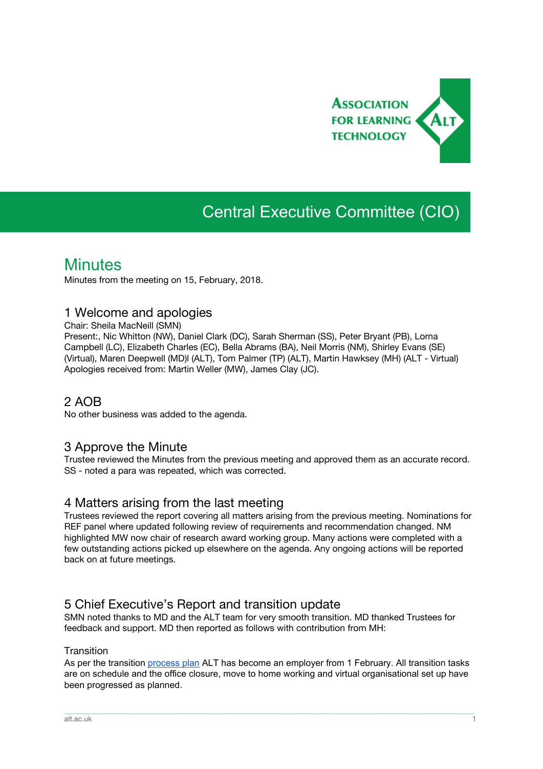ASSOCIATION FOR LEARNING TECHNOLOGY

# Central Executive Committee (CIO)

# Minutes

Minutes from the meeting on 15, February, 2018.

## 1 Welcome and apologies

Chair: Sheila MacNeill (SMN)
Present:, Nic Whitton (NW), Daniel Clark (DC), Sarah Sherman (SS), Peter Bryant (PB), Lorna Campbell (LC), Elizabeth Charles (EC), Bella Abrams (BA), Neil Morris (NM), Shirley Evans (SE) (Virtual), Maren Deepwell (MD)l (ALT), Tom Palmer (TP) (ALT), Martin Hawksey (MH) (ALT - Virtual)
Apologies received from: Martin Weller (MW), James Clay (JC).

## 2 AOB

No other business was added to the agenda.

## 3 Approve the Minute

Trustee reviewed the Minutes from the previous meeting and approved them as an accurate record. SS - noted a para was repeated, which was corrected.

## 4 Matters arising from the last meeting

Trustees reviewed the report covering all matters arising from the previous meeting. Nominations for REF panel where updated following review of requirements and recommendation changed. NM highlighted MW now chair of research award working group. Many actions were completed with a few outstanding actions picked up elsewhere on the agenda. Any ongoing actions will be reported back on at future meetings.

## 5 Chief Executive's Report and transition update

SMN noted thanks to MD and the ALT team for very smooth transition. MD thanked Trustees for feedback and support. MD then reported as follows with contribution from MH:

### Transition

As per the transition process plan ALT has become an employer from 1 February. All transition tasks are on schedule and the office closure, move to home working and virtual organisational set up have been progressed as planned.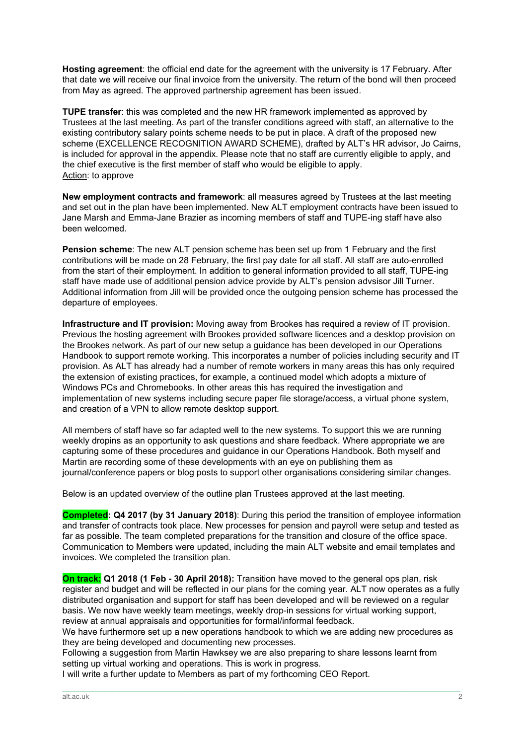**Hosting agreement**: the official end date for the agreement with the university is 17 February. After that date we will receive our final invoice from the university. The return of the bond will then proceed from May as agreed. The approved partnership agreement has been issued.

**TUPE transfer**: this was completed and the new HR framework implemented as approved by Trustees at the last meeting. As part of the transfer conditions agreed with staff, an alternative to the existing contributory salary points scheme needs to be put in place. A draft of the proposed new scheme (EXCELLENCE RECOGNITION AWARD SCHEME), drafted by ALT's HR advisor, Jo Cairns, is included for approval in the appendix. Please note that no staff are currently eligible to apply, and the chief executive is the first member of staff who would be eligible to apply.
Action: to approve

**New employment contracts and framework**: all measures agreed by Trustees at the last meeting and set out in the plan have been implemented. New ALT employment contracts have been issued to Jane Marsh and Emma-Jane Brazier as incoming members of staff and TUPE-ing staff have also been welcomed.

**Pension scheme**: The new ALT pension scheme has been set up from 1 February and the first contributions will be made on 28 February, the first pay date for all staff. All staff are auto-enrolled from the start of their employment. In addition to general information provided to all staff, TUPE-ing staff have made use of additional pension advice provide by ALT's pension advsisor Jill Turner. Additional information from Jill will be provided once the outgoing pension scheme has processed the departure of employees.

**Infrastructure and IT provision:** Moving away from Brookes has required a review of IT provision. Previous the hosting agreement with Brookes provided software licences and a desktop provision on the Brookes network. As part of our new setup a guidance has been developed in our Operations Handbook to support remote working. This incorporates a number of policies including security and IT provision. As ALT has already had a number of remote workers in many areas this has only required the extension of existing practices, for example, a continued model which adopts a mixture of Windows PCs and Chromebooks. In other areas this has required the investigation and implementation of new systems including secure paper file storage/access, a virtual phone system, and creation of a VPN to allow remote desktop support.

All members of staff have so far adapted well to the new systems. To support this we are running weekly dropins as an opportunity to ask questions and share feedback. Where appropriate we are capturing some of these procedures and guidance in our Operations Handbook. Both myself and Martin are recording some of these developments with an eye on publishing them as journal/conference papers or blog posts to support other organisations considering similar changes.

Below is an updated overview of the outline plan Trustees approved at the last meeting.

**Completed: Q4 2017 (by 31 January 2018)**: During this period the transition of employee information and transfer of contracts took place. New processes for pension and payroll were setup and tested as far as possible. The team completed preparations for the transition and closure of the office space. Communication to Members were updated, including the main ALT website and email templates and invoices. We completed the transition plan.

**On track: Q1 2018 (1 Feb - 30 April 2018):** Transition have moved to the general ops plan, risk register and budget and will be reflected in our plans for the coming year. ALT now operates as a fully distributed organisation and support for staff has been developed and will be reviewed on a regular basis. We now have weekly team meetings, weekly drop-in sessions for virtual working support, review at annual appraisals and opportunities for formal/informal feedback.
We have furthermore set up a new operations handbook to which we are adding new procedures as they are being developed and documenting new processes.
Following a suggestion from Martin Hawksey we are also preparing to share lessons learnt from setting up virtual working and operations. This is work in progress.
I will write a further update to Members as part of my forthcoming CEO Report.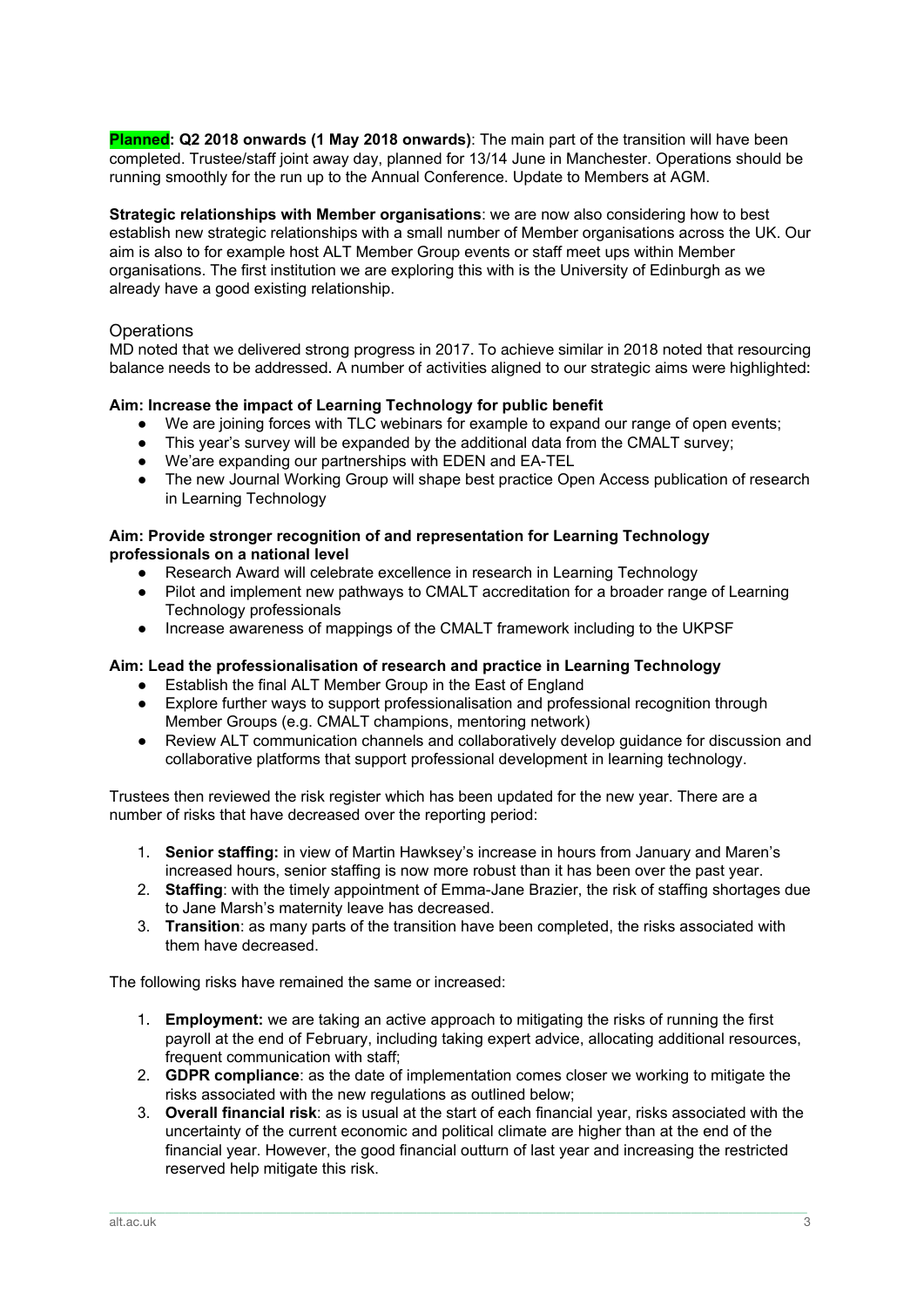**Planned: Q2 2018 onwards (1 May 2018 onwards)**: The main part of the transition will have been completed. Trustee/staff joint away day, planned for 13/14 June in Manchester. Operations should be running smoothly for the run up to the Annual Conference. Update to Members at AGM.

**Strategic relationships with Member organisations**: we are now also considering how to best establish new strategic relationships with a small number of Member organisations across the UK. Our aim is also to for example host ALT Member Group events or staff meet ups within Member organisations. The first institution we are exploring this with is the University of Edinburgh as we already have a good existing relationship.

## Operations

MD noted that we delivered strong progress in 2017. To achieve similar in 2018 noted that resourcing balance needs to be addressed. A number of activities aligned to our strategic aims were highlighted:

**Aim: Increase the impact of Learning Technology for public benefit**

- We are joining forces with TLC webinars for example to expand our range of open events;
- This year's survey will be expanded by the additional data from the CMALT survey;
- We'are expanding our partnerships with EDEN and EA-TEL
- The new Journal Working Group will shape best practice Open Access publication of research in Learning Technology

**Aim: Provide stronger recognition of and representation for Learning Technology professionals on a national level**

- Research Award will celebrate excellence in research in Learning Technology
- Pilot and implement new pathways to CMALT accreditation for a broader range of Learning Technology professionals
- Increase awareness of mappings of the CMALT framework including to the UKPSF

**Aim: Lead the professionalisation of research and practice in Learning Technology**

- Establish the final ALT Member Group in the East of England
- Explore further ways to support professionalisation and professional recognition through Member Groups (e.g. CMALT champions, mentoring network)
- Review ALT communication channels and collaboratively develop guidance for discussion and collaborative platforms that support professional development in learning technology.

Trustees then reviewed the risk register which has been updated for the new year. There are a number of risks that have decreased over the reporting period:

1. **Senior staffing:** in view of Martin Hawksey's increase in hours from January and Maren's increased hours, senior staffing is now more robust than it has been over the past year.
2. **Staffing**: with the timely appointment of Emma-Jane Brazier, the risk of staffing shortages due to Jane Marsh's maternity leave has decreased.
3. **Transition**: as many parts of the transition have been completed, the risks associated with them have decreased.

The following risks have remained the same or increased:

1. **Employment:** we are taking an active approach to mitigating the risks of running the first payroll at the end of February, including taking expert advice, allocating additional resources, frequent communication with staff;
2. **GDPR compliance**: as the date of implementation comes closer we working to mitigate the risks associated with the new regulations as outlined below;
3. **Overall financial risk**: as is usual at the start of each financial year, risks associated with the uncertainty of the current economic and political climate are higher than at the end of the financial year. However, the good financial outturn of last year and increasing the restricted reserved help mitigate this risk.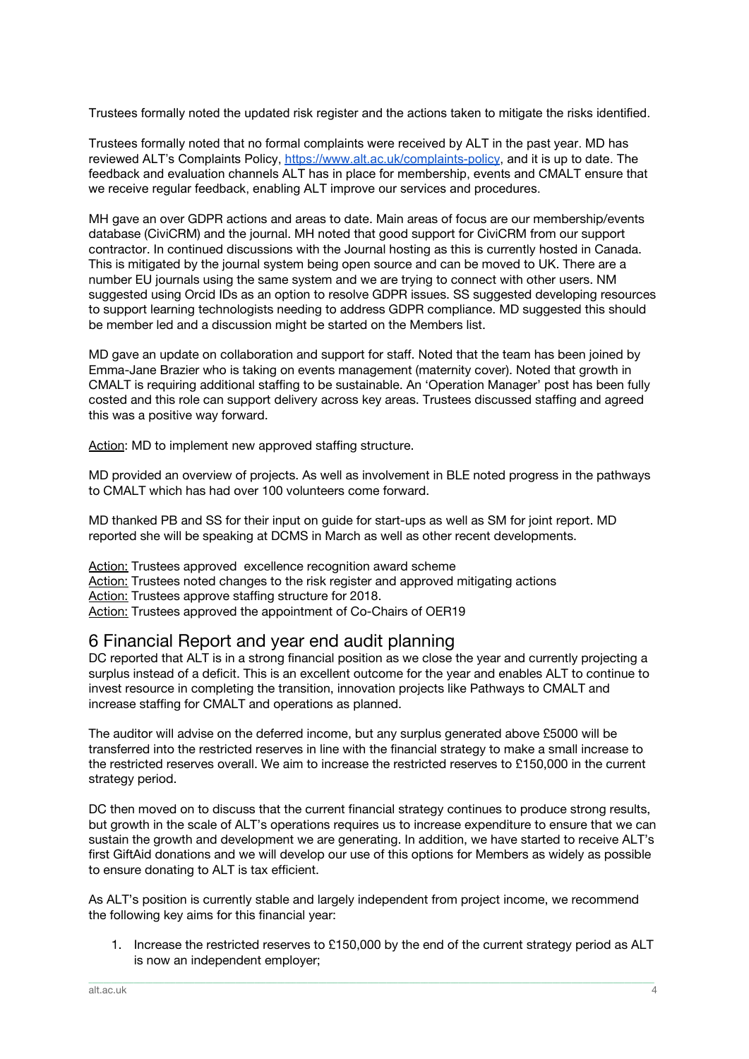Trustees formally noted the updated risk register and the actions taken to mitigate the risks identified.

Trustees formally noted that no formal complaints were received by ALT in the past year. MD has reviewed ALT's Complaints Policy, [https://www.alt.ac.uk/complaints-policy](https://www.alt.ac.uk/complaints-policy), and it is up to date. The feedback and evaluation channels ALT has in place for membership, events and CMALT ensure that we receive regular feedback, enabling ALT improve our services and procedures.

MH gave an over GDPR actions and areas to date. Main areas of focus are our membership/events database (CiviCRM) and the journal. MH noted that good support for CiviCRM from our support contractor. In continued discussions with the Journal hosting as this is currently hosted in Canada. This is mitigated by the journal system being open source and can be moved to UK. There are a number EU journals using the same system and we are trying to connect with other users. NM suggested using Orcid IDs as an option to resolve GDPR issues. SS suggested developing resources to support learning technologists needing to address GDPR compliance. MD suggested this should be member led and a discussion might be started on the Members list.

MD gave an update on collaboration and support for staff. Noted that the team has been joined by Emma-Jane Brazier who is taking on events management (maternity cover). Noted that growth in CMALT is requiring additional staffing to be sustainable. An 'Operation Manager' post has been fully costed and this role can support delivery across key areas. Trustees discussed staffing and agreed this was a positive way forward.

Action: MD to implement new approved staffing structure.

MD provided an overview of projects. As well as involvement in BLE noted progress in the pathways to CMALT which has had over 100 volunteers come forward.

MD thanked PB and SS for their input on guide for start-ups as well as SM for joint report. MD reported she will be speaking at DCMS in March as well as other recent developments.

Action: Trustees approved excellence recognition award scheme
Action: Trustees noted changes to the risk register and approved mitigating actions
Action: Trustees approve staffing structure for 2018.
Action: Trustees approved the appointment of Co-Chairs of OER19

## 6 Financial Report and year end audit planning

DC reported that ALT is in a strong financial position as we close the year and currently projecting a surplus instead of a deficit. This is an excellent outcome for the year and enables ALT to continue to invest resource in completing the transition, innovation projects like Pathways to CMALT and increase staffing for CMALT and operations as planned.

The auditor will advise on the deferred income, but any surplus generated above £5000 will be transferred into the restricted reserves in line with the financial strategy to make a small increase to the restricted reserves overall. We aim to increase the restricted reserves to £150,000 in the current strategy period.

DC then moved on to discuss that the current financial strategy continues to produce strong results, but growth in the scale of ALT's operations requires us to increase expenditure to ensure that we can sustain the growth and development we are generating. In addition, we have started to receive ALT's first GiftAid donations and we will develop our use of this options for Members as widely as possible to ensure donating to ALT is tax efficient.

As ALT's position is currently stable and largely independent from project income, we recommend the following key aims for this financial year:

1. Increase the restricted reserves to £150,000 by the end of the current strategy period as ALT is now an independent employer;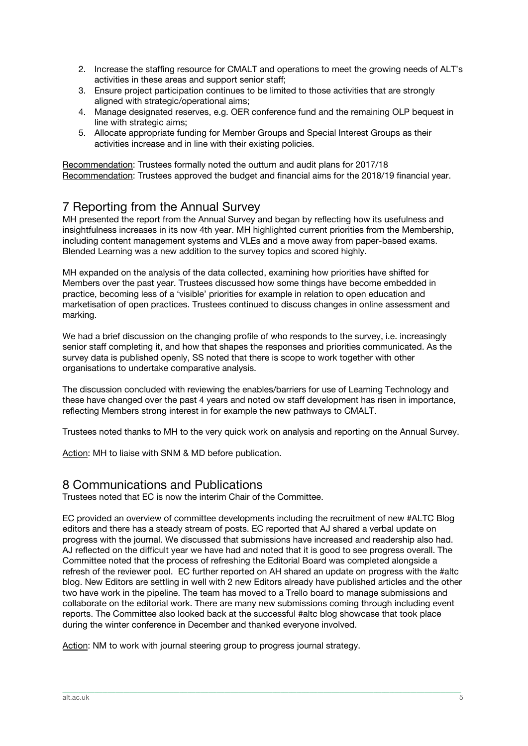2. Increase the staffing resource for CMALT and operations to meet the growing needs of ALT's activities in these areas and support senior staff;
3. Ensure project participation continues to be limited to those activities that are strongly aligned with strategic/operational aims;
4. Manage designated reserves, e.g. OER conference fund and the remaining OLP bequest in line with strategic aims;
5. Allocate appropriate funding for Member Groups and Special Interest Groups as their activities increase and in line with their existing policies.

Recommendation: Trustees formally noted the outturn and audit plans for 2017/18
Recommendation: Trustees approved the budget and financial aims for the 2018/19 financial year.

## 7 Reporting from the Annual Survey

MH presented the report from the Annual Survey and began by reflecting how its usefulness and insightfulness increases in its now 4th year. MH highlighted current priorities from the Membership, including content management systems and VLEs and a move away from paper-based exams. Blended Learning was a new addition to the survey topics and scored highly.

MH expanded on the analysis of the data collected, examining how priorities have shifted for Members over the past year. Trustees discussed how some things have become embedded in practice, becoming less of a 'visible' priorities for example in relation to open education and marketisation of open practices. Trustees continued to discuss changes in online assessment and marking.

We had a brief discussion on the changing profile of who responds to the survey, i.e. increasingly senior staff completing it, and how that shapes the responses and priorities communicated. As the survey data is published openly, SS noted that there is scope to work together with other organisations to undertake comparative analysis.

The discussion concluded with reviewing the enables/barriers for use of Learning Technology and these have changed over the past 4 years and noted ow staff development has risen in importance, reflecting Members strong interest in for example the new pathways to CMALT.

Trustees noted thanks to MH to the very quick work on analysis and reporting on the Annual Survey.

Action: MH to liaise with SNM & MD before publication.

## 8 Communications and Publications

Trustees noted that EC is now the interim Chair of the Committee.

EC provided an overview of committee developments including the recruitment of new #ALTC Blog editors and there has a steady stream of posts. EC reported that AJ shared a verbal update on progress with the journal. We discussed that submissions have increased and readership also had. AJ reflected on the difficult year we have had and noted that it is good to see progress overall. The Committee noted that the process of refreshing the Editorial Board was completed alongside a refresh of the reviewer pool. EC further reported on AH shared an update on progress with the #altc blog. New Editors are settling in well with 2 new Editors already have published articles and the other two have work in the pipeline. The team has moved to a Trello board to manage submissions and collaborate on the editorial work. There are many new submissions coming through including event reports. The Committee also looked back at the successful #altc blog showcase that took place during the winter conference in December and thanked everyone involved.

Action: NM to work with journal steering group to progress journal strategy.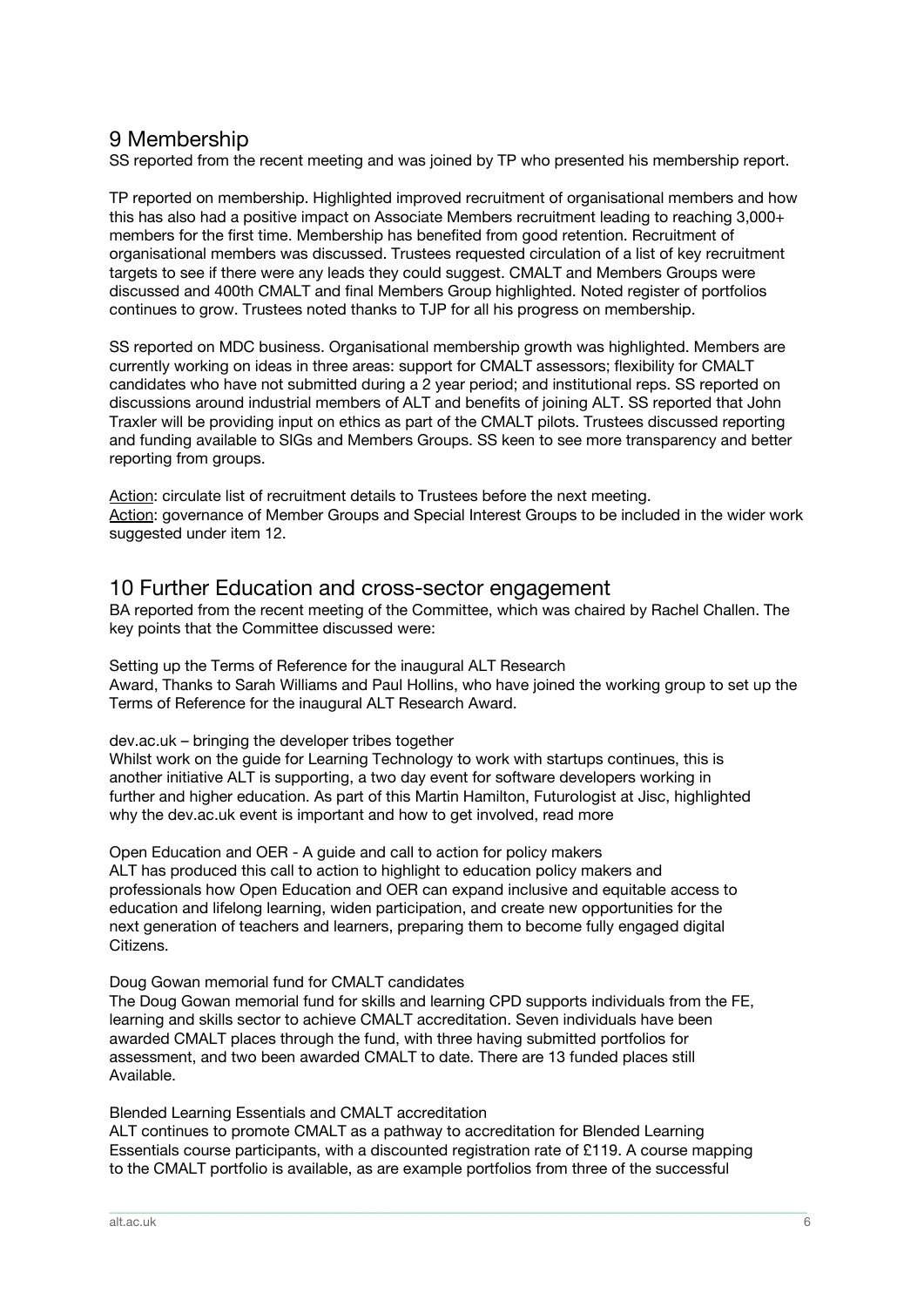## 9 Membership

SS reported from the recent meeting and was joined by TP who presented his membership report.

TP reported on membership. Highlighted improved recruitment of organisational members and how this has also had a positive impact on Associate Members recruitment leading to reaching 3,000+ members for the first time. Membership has benefited from good retention. Recruitment of organisational members was discussed. Trustees requested circulation of a list of key recruitment targets to see if there were any leads they could suggest. CMALT and Members Groups were discussed and 400th CMALT and final Members Group highlighted. Noted register of portfolios continues to grow. Trustees noted thanks to TJP for all his progress on membership.

SS reported on MDC business. Organisational membership growth was highlighted. Members are currently working on ideas in three areas: support for CMALT assessors; flexibility for CMALT candidates who have not submitted during a 2 year period; and institutional reps. SS reported on discussions around industrial members of ALT and benefits of joining ALT. SS reported that John Traxler will be providing input on ethics as part of the CMALT pilots. Trustees discussed reporting and funding available to SIGs and Members Groups. SS keen to see more transparency and better reporting from groups.

<u>Action</u>: circulate list of recruitment details to Trustees before the next meeting.
<u>Action</u>: governance of Member Groups and Special Interest Groups to be included in the wider work suggested under item 12.

## 10 Further Education and cross-sector engagement

BA reported from the recent meeting of the Committee, which was chaired by Rachel Challen. The key points that the Committee discussed were:

Setting up the Terms of Reference for the inaugural ALT Research Award, Thanks to Sarah Williams and Paul Hollins, who have joined the working group to set up the Terms of Reference for the inaugural ALT Research Award.

dev.ac.uk – bringing the developer tribes together
Whilst work on the guide for Learning Technology to work with startups continues, this is another initiative ALT is supporting, a two day event for software developers working in further and higher education. As part of this Martin Hamilton, Futurologist at Jisc, highlighted why the dev.ac.uk event is important and how to get involved, read more

Open Education and OER - A guide and call to action for policy makers
ALT has produced this call to action to highlight to education policy makers and professionals how Open Education and OER can expand inclusive and equitable access to education and lifelong learning, widen participation, and create new opportunities for the next generation of teachers and learners, preparing them to become fully engaged digital Citizens.

Doug Gowan memorial fund for CMALT candidates
The Doug Gowan memorial fund for skills and learning CPD supports individuals from the FE, learning and skills sector to achieve CMALT accreditation. Seven individuals have been awarded CMALT places through the fund, with three having submitted portfolios for assessment, and two been awarded CMALT to date. There are 13 funded places still Available.

Blended Learning Essentials and CMALT accreditation
ALT continues to promote CMALT as a pathway to accreditation for Blended Learning Essentials course participants, with a discounted registration rate of £119. A course mapping to the CMALT portfolio is available, as are example portfolios from three of the successful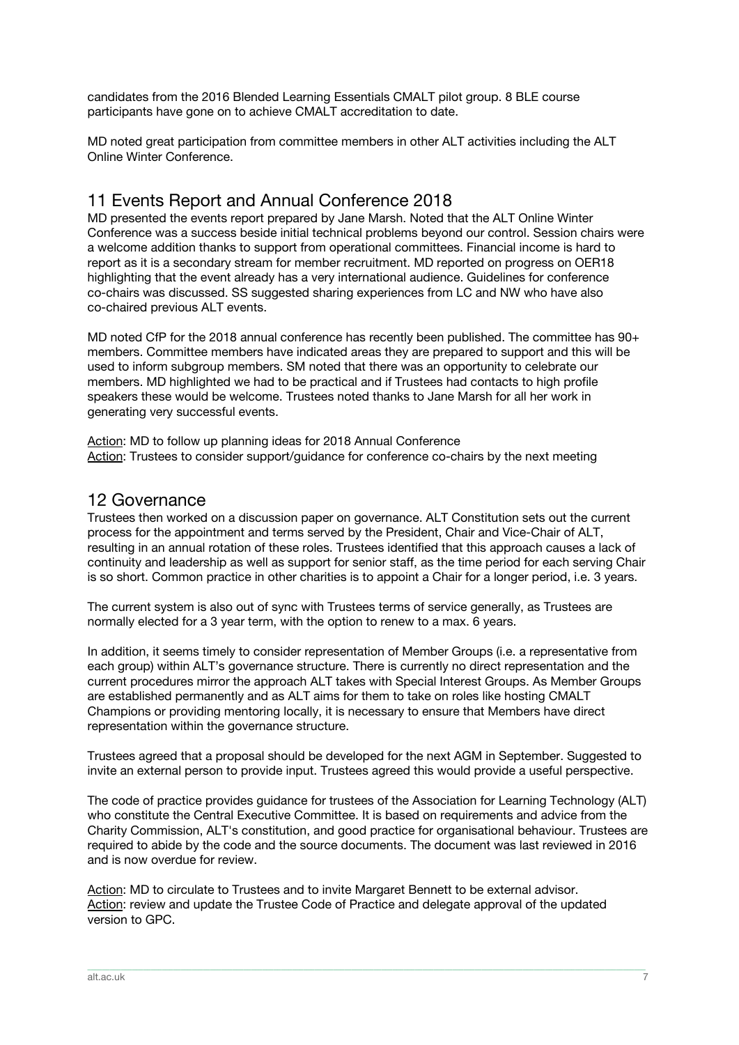candidates from the 2016 Blended Learning Essentials CMALT pilot group. 8 BLE course participants have gone on to achieve CMALT accreditation to date.

MD noted great participation from committee members in other ALT activities including the ALT Online Winter Conference.

## 11 Events Report and Annual Conference 2018

MD presented the events report prepared by Jane Marsh. Noted that the ALT Online Winter Conference was a success beside initial technical problems beyond our control. Session chairs were a welcome addition thanks to support from operational committees. Financial income is hard to report as it is a secondary stream for member recruitment. MD reported on progress on OER18 highlighting that the event already has a very international audience. Guidelines for conference co-chairs was discussed. SS suggested sharing experiences from LC and NW who have also co-chaired previous ALT events.

MD noted CfP for the 2018 annual conference has recently been published. The committee has 90+ members. Committee members have indicated areas they are prepared to support and this will be used to inform subgroup members. SM noted that there was an opportunity to celebrate our members. MD highlighted we had to be practical and if Trustees had contacts to high profile speakers these would be welcome. Trustees noted thanks to Jane Marsh for all her work in generating very successful events.

<u>Action</u>: MD to follow up planning ideas for 2018 Annual Conference
<u>Action</u>: Trustees to consider support/guidance for conference co-chairs by the next meeting

## 12 Governance

Trustees then worked on a discussion paper on governance. ALT Constitution sets out the current process for the appointment and terms served by the President, Chair and Vice-Chair of ALT, resulting in an annual rotation of these roles. Trustees identified that this approach causes a lack of continuity and leadership as well as support for senior staff, as the time period for each serving Chair is so short. Common practice in other charities is to appoint a Chair for a longer period, i.e. 3 years.

The current system is also out of sync with Trustees terms of service generally, as Trustees are normally elected for a 3 year term, with the option to renew to a max. 6 years.

In addition, it seems timely to consider representation of Member Groups (i.e. a representative from each group) within ALT's governance structure. There is currently no direct representation and the current procedures mirror the approach ALT takes with Special Interest Groups. As Member Groups are established permanently and as ALT aims for them to take on roles like hosting CMALT Champions or providing mentoring locally, it is necessary to ensure that Members have direct representation within the governance structure.

Trustees agreed that a proposal should be developed for the next AGM in September. Suggested to invite an external person to provide input. Trustees agreed this would provide a useful perspective.

The code of practice provides guidance for trustees of the Association for Learning Technology (ALT) who constitute the Central Executive Committee. It is based on requirements and advice from the Charity Commission, ALT's constitution, and good practice for organisational behaviour. Trustees are required to abide by the code and the source documents. The document was last reviewed in 2016 and is now overdue for review.

<u>Action</u>: MD to circulate to Trustees and to invite Margaret Bennett to be external advisor.
<u>Action</u>: review and update the Trustee Code of Practice and delegate approval of the updated version to GPC.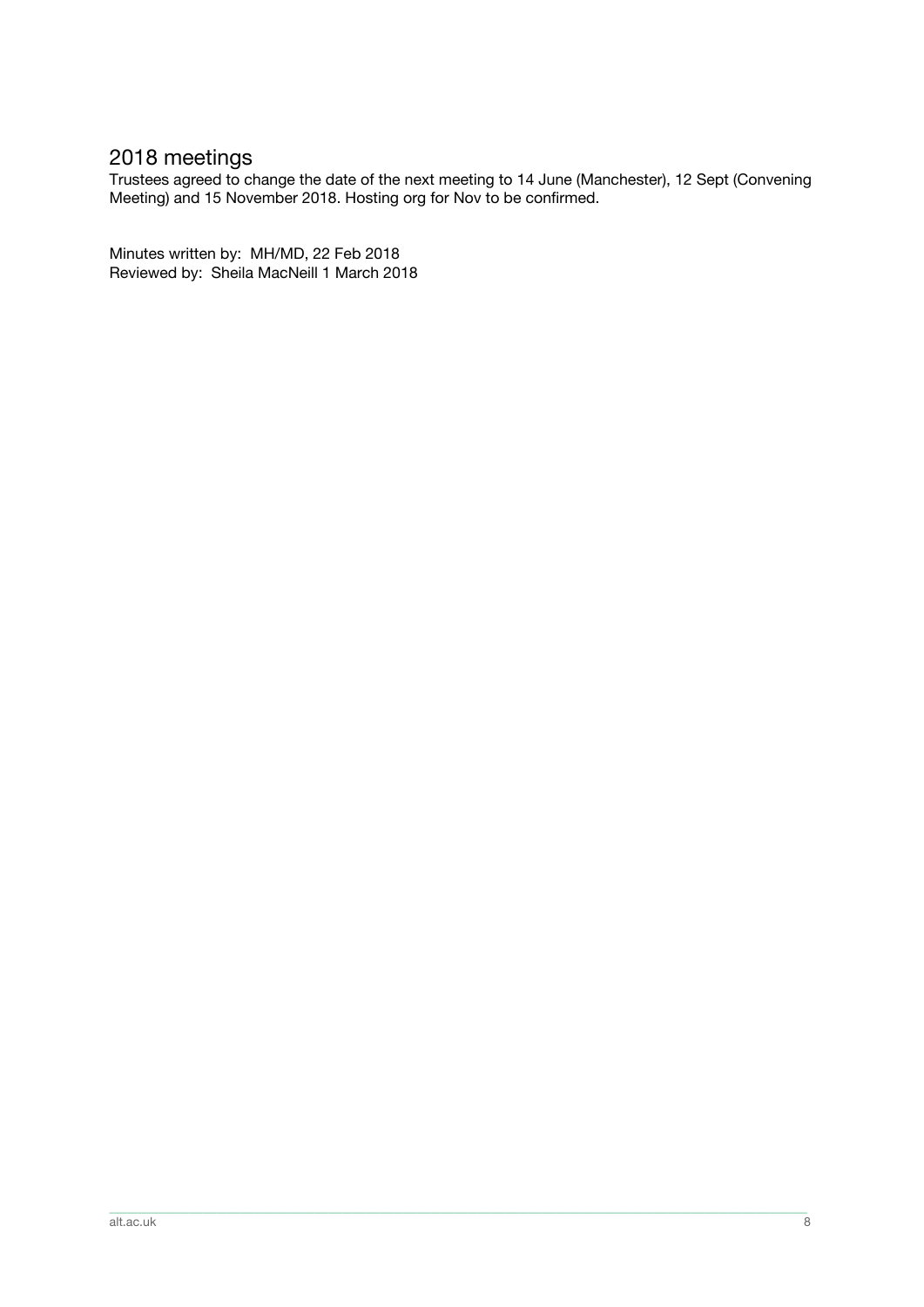## 2018 meetings

Trustees agreed to change the date of the next meeting to 14 June (Manchester), 12 Sept (Convening Meeting) and 15 November 2018. Hosting org for Nov to be confirmed.

Minutes written by: MH/MD, 22 Feb 2018
Reviewed by: Sheila MacNeill 1 March 2018